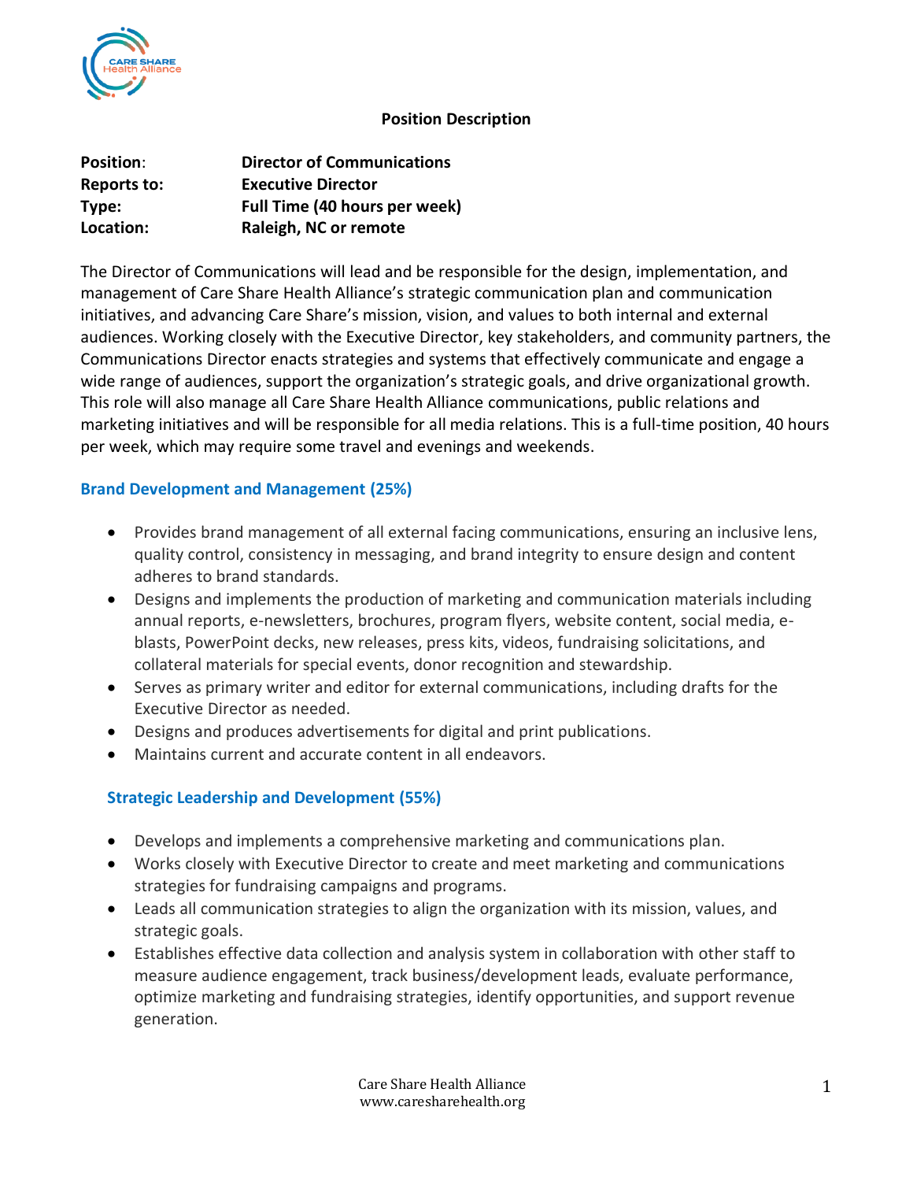## Position Description

| | |
|---|---|
| **Position**: | **Director of Communications** |
| **Reports to:** | **Executive Director** |
| **Type:** | **Full Time (40 hours per week)** |
| **Location:** | **Raleigh, NC or remote** |

The Director of Communications will lead and be responsible for the design, implementation, and management of Care Share Health Alliance's strategic communication plan and communication initiatives, and advancing Care Share's mission, vision, and values to both internal and external audiences. Working closely with the Executive Director, key stakeholders, and community partners, the Communications Director enacts strategies and systems that effectively communicate and engage a wide range of audiences, support the organization's strategic goals, and drive organizational growth. This role will also manage all Care Share Health Alliance communications, public relations and marketing initiatives and will be responsible for all media relations. This is a full-time position, 40 hours per week, which may require some travel and evenings and weekends.

### Brand Development and Management (25%)

- Provides brand management of all external facing communications, ensuring an inclusive lens, quality control, consistency in messaging, and brand integrity to ensure design and content adheres to brand standards.
- Designs and implements the production of marketing and communication materials including annual reports, e-newsletters, brochures, program flyers, website content, social media, e-blasts, PowerPoint decks, new releases, press kits, videos, fundraising solicitations, and collateral materials for special events, donor recognition and stewardship.
- Serves as primary writer and editor for external communications, including drafts for the Executive Director as needed.
- Designs and produces advertisements for digital and print publications.
- Maintains current and accurate content in all endeavors.

### Strategic Leadership and Development (55%)

- Develops and implements a comprehensive marketing and communications plan.
- Works closely with Executive Director to create and meet marketing and communications strategies for fundraising campaigns and programs.
- Leads all communication strategies to align the organization with its mission, values, and strategic goals.
- Establishes effective data collection and analysis system in collaboration with other staff to measure audience engagement, track business/development leads, evaluate performance, optimize marketing and fundraising strategies, identify opportunities, and support revenue generation.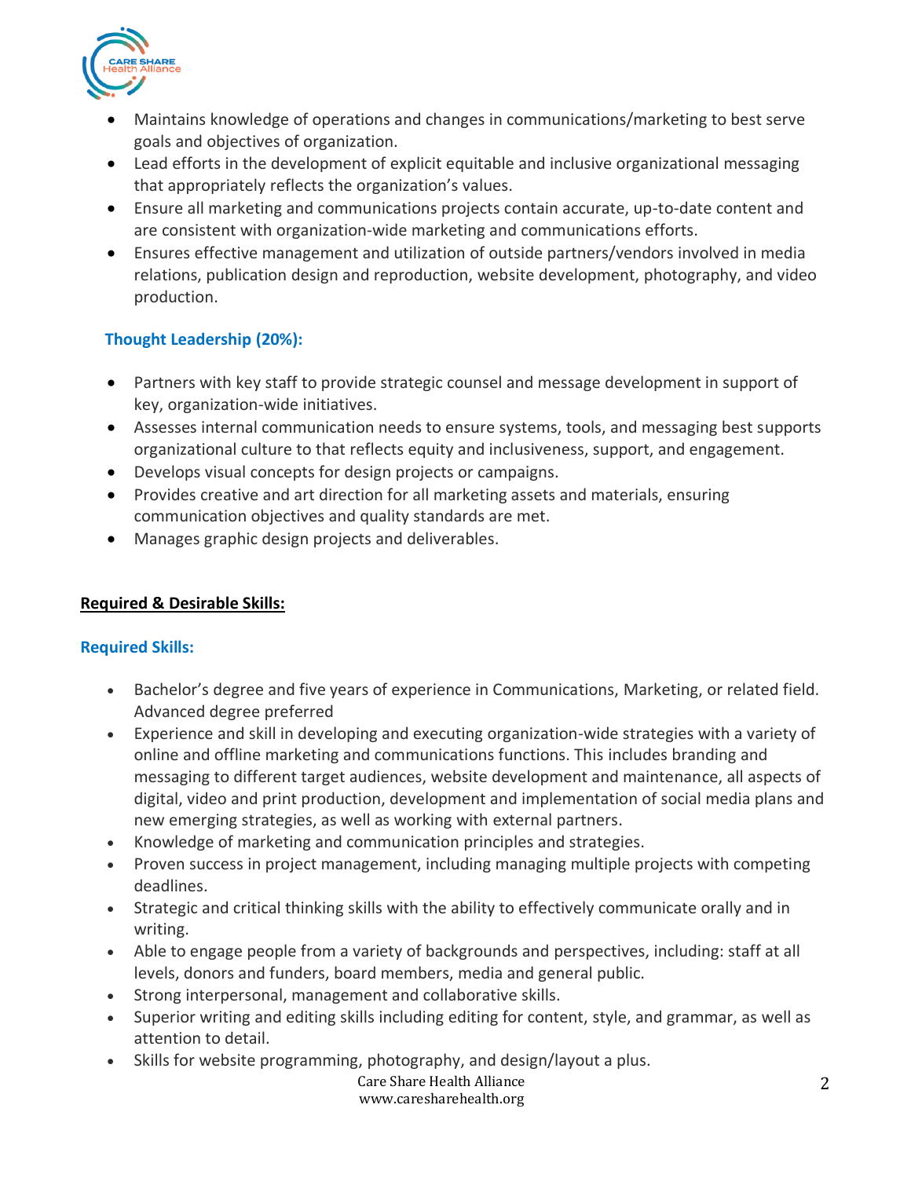- Maintains knowledge of operations and changes in communications/marketing to best serve goals and objectives of organization.
- Lead efforts in the development of explicit equitable and inclusive organizational messaging that appropriately reflects the organization's values.
- Ensure all marketing and communications projects contain accurate, up-to-date content and are consistent with organization-wide marketing and communications efforts.
- Ensures effective management and utilization of outside partners/vendors involved in media relations, publication design and reproduction, website development, photography, and video production.

### Thought Leadership (20%):

- Partners with key staff to provide strategic counsel and message development in support of key, organization-wide initiatives.
- Assesses internal communication needs to ensure systems, tools, and messaging best supports organizational culture to that reflects equity and inclusiveness, support, and engagement.
- Develops visual concepts for design projects or campaigns.
- Provides creative and art direction for all marketing assets and materials, ensuring communication objectives and quality standards are met.
- Manages graphic design projects and deliverables.

## Required & Desirable Skills:

### Required Skills:

- Bachelor's degree and five years of experience in Communications, Marketing, or related field. Advanced degree preferred
- Experience and skill in developing and executing organization-wide strategies with a variety of online and offline marketing and communications functions. This includes branding and messaging to different target audiences, website development and maintenance, all aspects of digital, video and print production, development and implementation of social media plans and new emerging strategies, as well as working with external partners.
- Knowledge of marketing and communication principles and strategies.
- Proven success in project management, including managing multiple projects with competing deadlines.
- Strategic and critical thinking skills with the ability to effectively communicate orally and in writing.
- Able to engage people from a variety of backgrounds and perspectives, including: staff at all levels, donors and funders, board members, media and general public.
- Strong interpersonal, management and collaborative skills.
- Superior writing and editing skills including editing for content, style, and grammar, as well as attention to detail.
- Skills for website programming, photography, and design/layout a plus.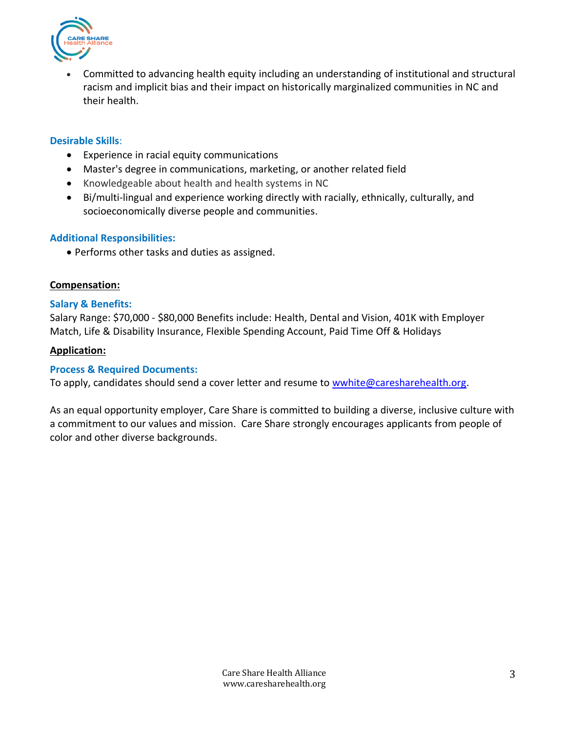- Committed to advancing health equity including an understanding of institutional and structural racism and implicit bias and their impact on historically marginalized communities in NC and their health.

### Desirable Skills:

- Experience in racial equity communications
- Master's degree in communications, marketing, or another related field
- Knowledgeable about health and health systems in NC
- Bi/multi-lingual and experience working directly with racially, ethnically, culturally, and socioeconomically diverse people and communities.

### Additional Responsibilities:

- Performs other tasks and duties as assigned.

## Compensation:

### Salary & Benefits:

Salary Range: $70,000 - $80,000 Benefits include: Health, Dental and Vision, 401K with Employer Match, Life & Disability Insurance, Flexible Spending Account, Paid Time Off & Holidays

## Application:

### Process & Required Documents:

To apply, candidates should send a cover letter and resume to wwhite@caresharehealth.org.

As an equal opportunity employer, Care Share is committed to building a diverse, inclusive culture with a commitment to our values and mission. Care Share strongly encourages applicants from people of color and other diverse backgrounds.